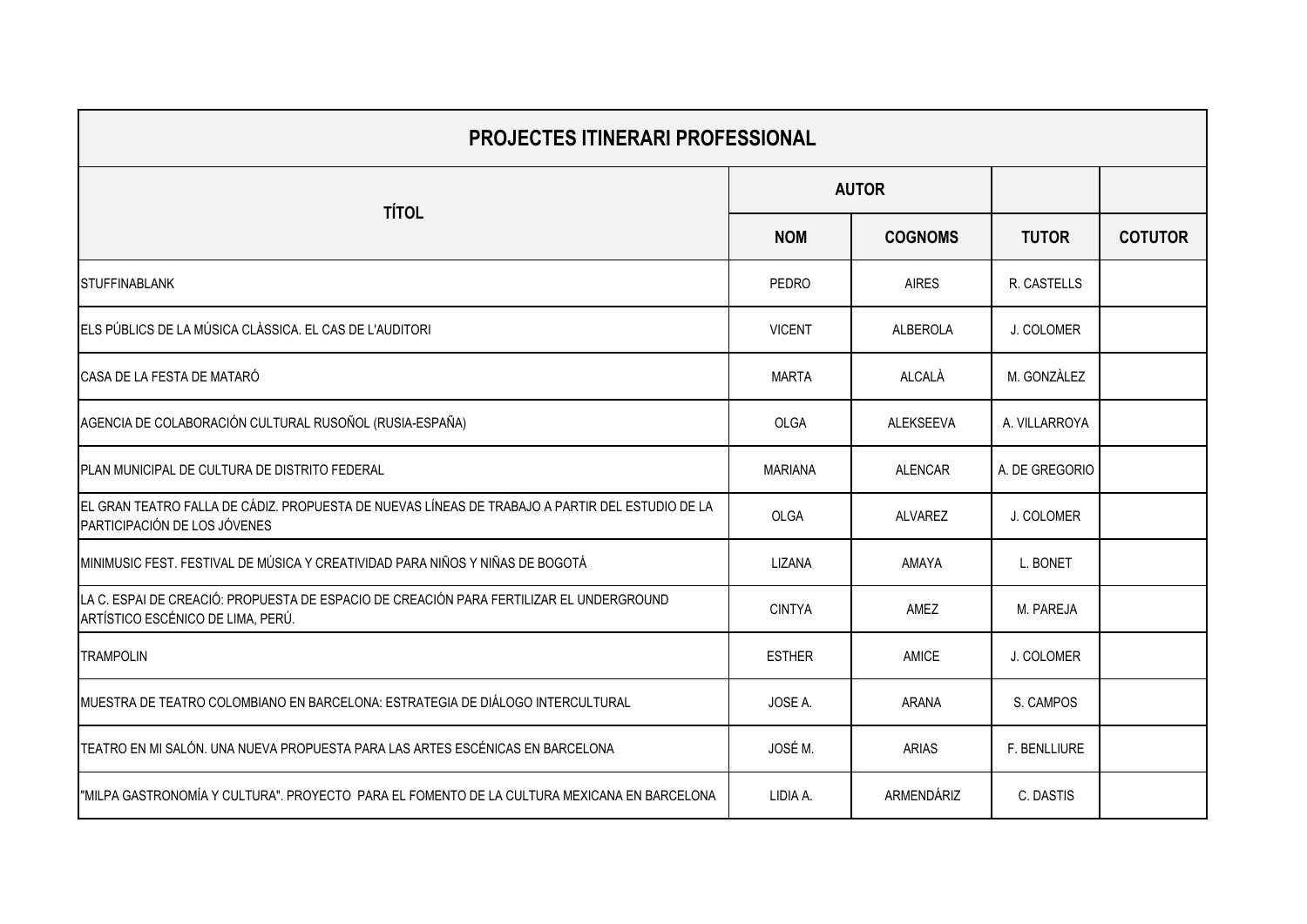# PROJECTES ITINERARI PROFESSIONAL

| TÍTOL | AUTOR | | | |
|---|---|---|---|---|
| | NOM | COGNOMS | TUTOR | COTUTOR |
| STUFFINABLANK | PEDRO | AIRES | R. CASTELLS | |
| ELS PÚBLICS DE LA MÚSICA CLÀSSICA. EL CAS DE L'AUDITORI | VICENT | ALBEROLA | J. COLOMER | |
| CASA DE LA FESTA DE MATARÓ | MARTA | ALCALÀ | M. GONZÀLEZ | |
| AGENCIA DE COLABORACIÓN CULTURAL RUSOÑOL (RUSIA-ESPAÑA) | OLGA | ALEKSEEVA | A. VILLARROYA | |
| PLAN MUNICIPAL DE CULTURA DE DISTRITO FEDERAL | MARIANA | ALENCAR | A. DE GREGORIO | |
| EL GRAN TEATRO FALLA DE CÁDIZ. PROPUESTA DE NUEVAS LÍNEAS DE TRABAJO A PARTIR DEL ESTUDIO DE LA PARTICIPACIÓN DE LOS JÓVENES | OLGA | ALVAREZ | J. COLOMER | |
| MINIMUSIC FEST. FESTIVAL DE MÚSICA Y CREATIVIDAD PARA NIÑOS Y NIÑAS DE BOGOTÁ | LIZANA | AMAYA | L. BONET | |
| LA C. ESPAI DE CREACIÓ: PROPUESTA DE ESPACIO DE CREACIÓN PARA FERTILIZAR EL UNDERGROUND ARTÍSTICO ESCÉNICO DE LIMA, PERÚ. | CINTYA | AMEZ | M. PAREJA | |
| TRAMPOLIN | ESTHER | AMICE | J. COLOMER | |
| MUESTRA DE TEATRO COLOMBIANO EN BARCELONA: ESTRATEGIA DE DIÁLOGO INTERCULTURAL | JOSE A. | ARANA | S. CAMPOS | |
| TEATRO EN MI SALÓN. UNA NUEVA PROPUESTA PARA LAS ARTES ESCÉNICAS EN BARCELONA | JOSÉ M. | ARIAS | F. BENLLIURE | |
| "MILPA GASTRONOMÍA Y CULTURA". PROYECTO PARA EL FOMENTO DE LA CULTURA MEXICANA EN BARCELONA | LIDIA A. | ARMENDÁRIZ | C. DASTIS | |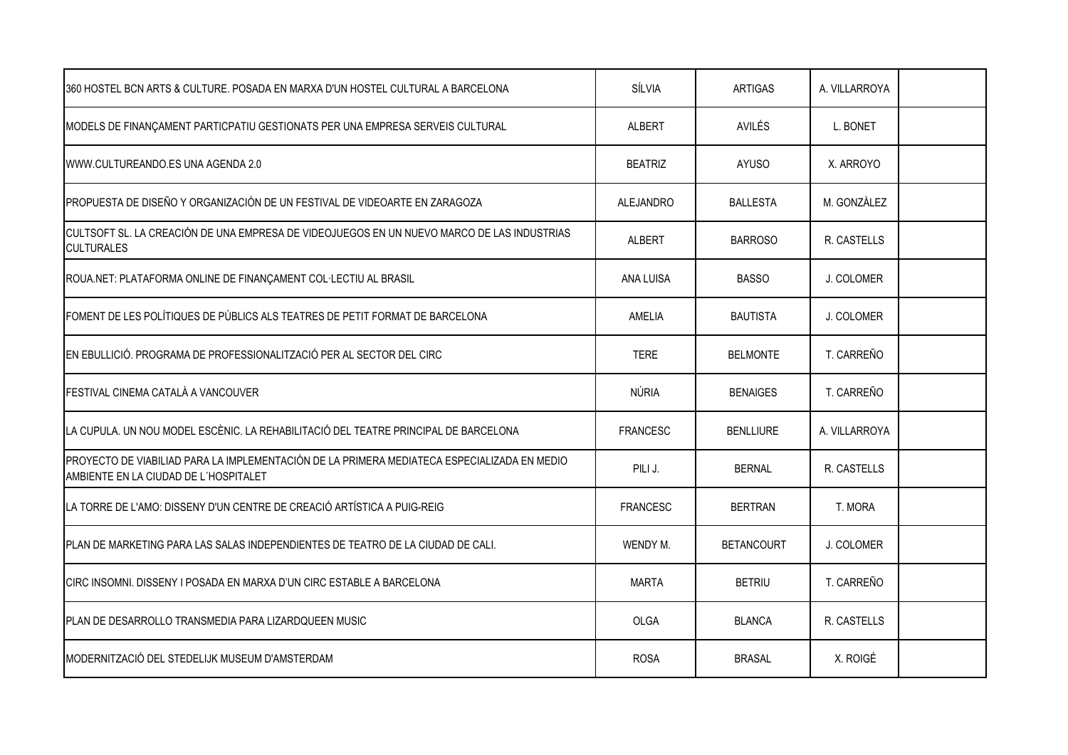| | | | | |
|---|---|---|---|---|
| 360 HOSTEL BCN ARTS & CULTURE. POSADA EN MARXA D'UN HOSTEL CULTURAL A BARCELONA | SÍLVIA | ARTIGAS | A. VILLARROYA | |
| MODELS DE FINANÇAMENT PARTICPATIU GESTIONATS PER UNA EMPRESA SERVEIS CULTURAL | ALBERT | AVILÉS | L. BONET | |
| WWW.CULTUREANDO.ES UNA AGENDA 2.0 | BEATRIZ | AYUSO | X. ARROYO | |
| PROPUESTA DE DISEÑO Y ORGANIZACIÓN DE UN FESTIVAL DE VIDEOARTE EN ZARAGOZA | ALEJANDRO | BALLESTA | M. GONZÀLEZ | |
| CULTSOFT SL. LA CREACIÓN DE UNA EMPRESA DE VIDEOJUEGOS EN UN NUEVO MARCO DE LAS INDUSTRIAS CULTURALES | ALBERT | BARROSO | R. CASTELLS | |
| ROUA.NET: PLATAFORMA ONLINE DE FINANÇAMENT COL·LECTIU AL BRASIL | ANA LUISA | BASSO | J. COLOMER | |
| FOMENT DE LES POLÍTIQUES DE PÚBLICS ALS TEATRES DE PETIT FORMAT DE BARCELONA | AMELIA | BAUTISTA | J. COLOMER | |
| EN EBULLICIÓ. PROGRAMA DE PROFESSIONALITZACIÓ PER AL SECTOR DEL CIRC | TERE | BELMONTE | T. CARREÑO | |
| FESTIVAL CINEMA CATALÀ A VANCOUVER | NÚRIA | BENAIGES | T. CARREÑO | |
| LA CUPULA. UN NOU MODEL ESCÈNIC. LA REHABILITACIÓ DEL TEATRE PRINCIPAL DE BARCELONA | FRANCESC | BENLLIURE | A. VILLARROYA | |
| PROYECTO DE VIABILIAD PARA LA IMPLEMENTACIÓN DE LA PRIMERA MEDIATECA ESPECIALIZADA EN MEDIO AMBIENTE EN LA CIUDAD DE L´HOSPITALET | PILI J. | BERNAL | R. CASTELLS | |
| LA TORRE DE L'AMO: DISSENY D'UN CENTRE DE CREACIÓ ARTÍSTICA A PUIG-REIG | FRANCESC | BERTRAN | T. MORA | |
| PLAN DE MARKETING PARA LAS SALAS INDEPENDIENTES DE TEATRO DE LA CIUDAD DE CALI. | WENDY M. | BETANCOURT | J. COLOMER | |
| CIRC INSOMNI. DISSENY I POSADA EN MARXA D'UN CIRC ESTABLE A BARCELONA | MARTA | BETRIU | T. CARREÑO | |
| PLAN DE DESARROLLO TRANSMEDIA PARA LIZARDQUEEN MUSIC | OLGA | BLANCA | R. CASTELLS | |
| MODERNITZACIÓ DEL STEDELIJK MUSEUM D'AMSTERDAM | ROSA | BRASAL | X. ROIGÉ | |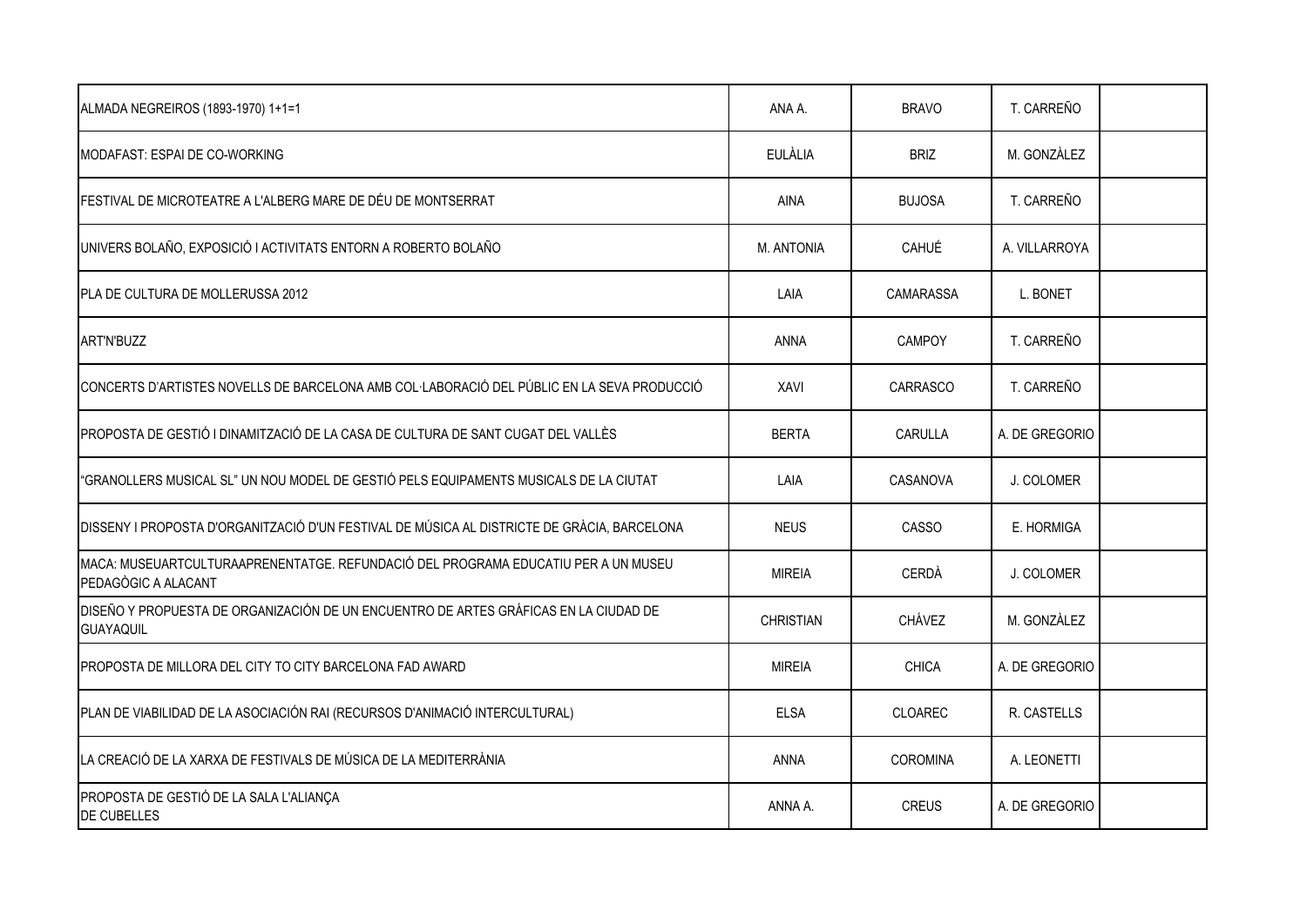| | | | | |
|---|---|---|---|---|
| ALMADA NEGREIROS (1893-1970) 1+1=1 | ANA A. | BRAVO | T. CARREÑO | |
| MODAFAST: ESPAI DE CO-WORKING | EULÀLIA | BRIZ | M. GONZÀLEZ | |
| FESTIVAL DE MICROTEATRE A L'ALBERG MARE DE DÉU DE MONTSERRAT | AINA | BUJOSA | T. CARREÑO | |
| UNIVERS BOLAÑO, EXPOSICIÓ I ACTIVITATS ENTORN A ROBERTO BOLAÑO | M. ANTONIA | CAHUÉ | A. VILLARROYA | |
| PLA DE CULTURA DE MOLLERUSSA 2012 | LAIA | CAMARASSA | L. BONET | |
| ART'N'BUZZ | ANNA | CAMPOY | T. CARREÑO | |
| CONCERTS D'ARTISTES NOVELLS DE BARCELONA AMB COL·LABORACIÓ DEL PÚBLIC EN LA SEVA PRODUCCIÓ | XAVI | CARRASCO | T. CARREÑO | |
| PROPOSTA DE GESTIÓ I DINAMITZACIÓ DE LA CASA DE CULTURA DE SANT CUGAT DEL VALLÈS | BERTA | CARULLA | A. DE GREGORIO | |
| "GRANOLLERS MUSICAL SL" UN NOU MODEL DE GESTIÓ PELS EQUIPAMENTS MUSICALS DE LA CIUTAT | LAIA | CASANOVA | J. COLOMER | |
| DISSENY I PROPOSTA D'ORGANITZACIÓ D'UN FESTIVAL DE MÚSICA AL DISTRICTE DE GRÀCIA, BARCELONA | NEUS | CASSO | E. HORMIGA | |
| MACA: MUSEUARTCULTURAAPRENENTATGE. REFUNDACIÓ DEL PROGRAMA EDUCATIU PER A UN MUSEU PEDAGÒGIC A ALACANT | MIREIA | CERDÀ | J. COLOMER | |
| DISEÑO Y PROPUESTA DE ORGANIZACIÓN DE UN ENCUENTRO DE ARTES GRÁFICAS EN LA CIUDAD DE GUAYAQUIL | CHRISTIAN | CHÁVEZ | M. GONZÀLEZ | |
| PROPOSTA DE MILLORA DEL CITY TO CITY BARCELONA FAD AWARD | MIREIA | CHICA | A. DE GREGORIO | |
| PLAN DE VIABILIDAD DE LA ASOCIACIÓN RAI (RECURSOS D'ANIMACIÓ INTERCULTURAL) | ELSA | CLOAREC | R. CASTELLS | |
| LA CREACIÓ DE LA XARXA DE FESTIVALS DE MÚSICA DE LA MEDITERRÀNIA | ANNA | COROMINA | A. LEONETTI | |
| PROPOSTA DE GESTIÓ DE LA SALA L'ALIANÇA DE CUBELLES | ANNA A. | CREUS | A. DE GREGORIO | |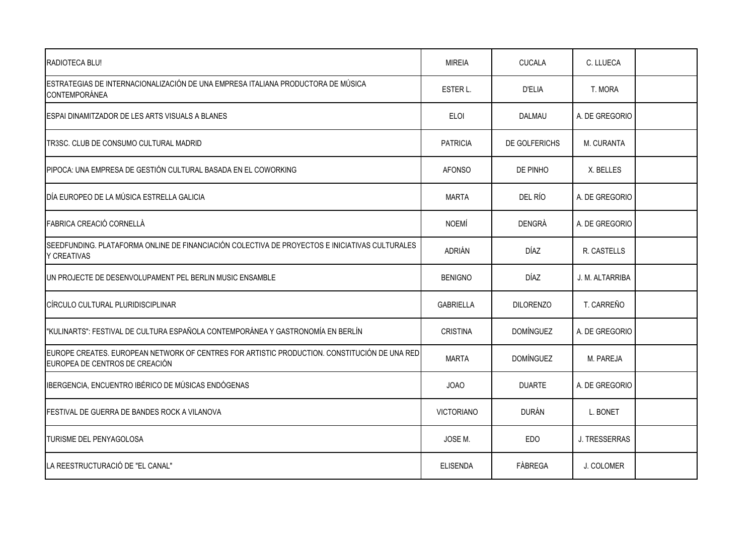| | | | | |
|---|---|---|---|---|
| RADIOTECA BLU! | MIREIA | CUCALA | C. LLUECA | |
| ESTRATEGIAS DE INTERNACIONALIZACIÓN DE UNA EMPRESA ITALIANA PRODUCTORA DE MÚSICA CONTEMPORÁNEA | ESTER L. | D'ELIA | T. MORA | |
| ESPAI DINAMITZADOR DE LES ARTS VISUALS A BLANES | ELOI | DALMAU | A. DE GREGORIO | |
| TR3SC. CLUB DE CONSUMO CULTURAL MADRID | PATRICIA | DE GOLFERICHS | M. CURANTA | |
| PIPOCA: UNA EMPRESA DE GESTIÓN CULTURAL BASADA EN EL COWORKING | AFONSO | DE PINHO | X. BELLES | |
| DÍA EUROPEO DE LA MÚSICA ESTRELLA GALICIA | MARTA | DEL RÍO | A. DE GREGORIO | |
| FABRICA CREACIÓ CORNELLÀ | NOEMÍ | DENGRÀ | A. DE GREGORIO | |
| SEEDFUNDING. PLATAFORMA ONLINE DE FINANCIACIÓN COLECTIVA DE PROYECTOS E INICIATIVAS CULTURALES Y CREATIVAS | ADRIÁN | DÍAZ | R. CASTELLS | |
| UN PROJECTE DE DESENVOLUPAMENT PEL BERLIN MUSIC ENSAMBLE | BENIGNO | DÍAZ | J. M. ALTARRIBA | |
| CÍRCULO CULTURAL PLURIDISCIPLINAR | GABRIELLA | DILORENZO | T. CARREÑO | |
| "KULINARTS": FESTIVAL DE CULTURA ESPAÑOLA CONTEMPORÁNEA Y GASTRONOMÍA EN BERLÍN | CRISTINA | DOMÍNGUEZ | A. DE GREGORIO | |
| EUROPE CREATES. EUROPEAN NETWORK OF CENTRES FOR ARTISTIC PRODUCTION. CONSTITUCIÓN DE UNA RED EUROPEA DE CENTROS DE CREACIÓN | MARTA | DOMÍNGUEZ | M. PAREJA | |
| IBERGENCIA, ENCUENTRO IBÉRICO DE MÚSICAS ENDÓGENAS | JOAO | DUARTE | A. DE GREGORIO | |
| FESTIVAL DE GUERRA DE BANDES ROCK A VILANOVA | VICTORIANO | DURÁN | L. BONET | |
| TURISME DEL PENYAGOLOSA | JOSE M. | EDO | J. TRESSERRAS | |
| LA REESTRUCTURACIÓ DE "EL CANAL" | ELISENDA | FÀBREGA | J. COLOMER | |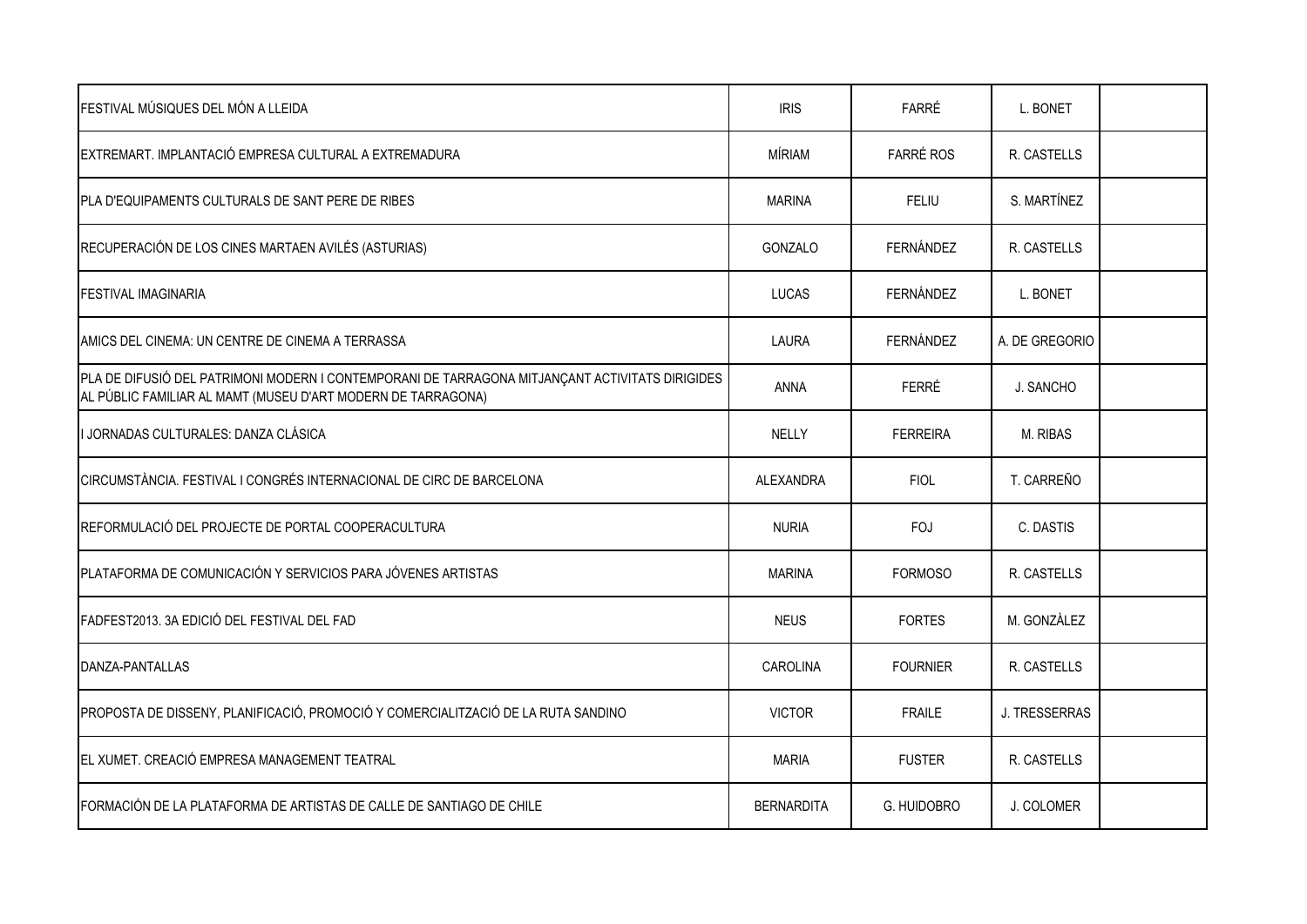| | | | | |
|---|---|---|---|---|
| FESTIVAL MÚSIQUES DEL MÓN A LLEIDA | IRIS | FARRÉ | L. BONET | |
| EXTREMART. IMPLANTACIÓ EMPRESA CULTURAL A EXTREMADURA | MÍRIAM | FARRÉ ROS | R. CASTELLS | |
| PLA D'EQUIPAMENTS CULTURALS DE SANT PERE DE RIBES | MARINA | FELIU | S. MARTÍNEZ | |
| RECUPERACIÓN DE LOS CINES MARTAEN AVILÉS (ASTURIAS) | GONZALO | FERNÁNDEZ | R. CASTELLS | |
| FESTIVAL IMAGINARIA | LUCAS | FERNÁNDEZ | L. BONET | |
| AMICS DEL CINEMA: UN CENTRE DE CINEMA A TERRASSA | LAURA | FERNÁNDEZ | A. DE GREGORIO | |
| PLA DE DIFUSIÓ DEL PATRIMONI MODERN I CONTEMPORANI DE TARRAGONA MITJANÇANT ACTIVITATS DIRIGIDES AL PÚBLIC FAMILIAR AL MAMT (MUSEU D'ART MODERN DE TARRAGONA) | ANNA | FERRÉ | J. SANCHO | |
| I JORNADAS CULTURALES: DANZA CLÁSICA | NELLY | FERREIRA | M. RIBAS | |
| CIRCUMSTÀNCIA. FESTIVAL I CONGRÉS INTERNACIONAL DE CIRC DE BARCELONA | ALEXANDRA | FIOL | T. CARREÑO | |
| REFORMULACIÓ DEL PROJECTE DE PORTAL COOPERACULTURA | NURIA | FOJ | C. DASTIS | |
| PLATAFORMA DE COMUNICACIÓN Y SERVICIOS PARA JÓVENES ARTISTAS | MARINA | FORMOSO | R. CASTELLS | |
| FADFEST2013. 3A EDICIÓ DEL FESTIVAL DEL FAD | NEUS | FORTES | M. GONZÀLEZ | |
| DANZA-PANTALLAS | CAROLINA | FOURNIER | R. CASTELLS | |
| PROPOSTA DE DISSENY, PLANIFICACIÓ, PROMOCIÓ Y COMERCIALITZACIÓ DE LA RUTA SANDINO | VICTOR | FRAILE | J. TRESSERRAS | |
| EL XUMET. CREACIÓ EMPRESA MANAGEMENT TEATRAL | MARIA | FUSTER | R. CASTELLS | |
| FORMACIÓN DE LA PLATAFORMA DE ARTISTAS DE CALLE DE SANTIAGO DE CHILE | BERNARDITA | G. HUIDOBRO | J. COLOMER | |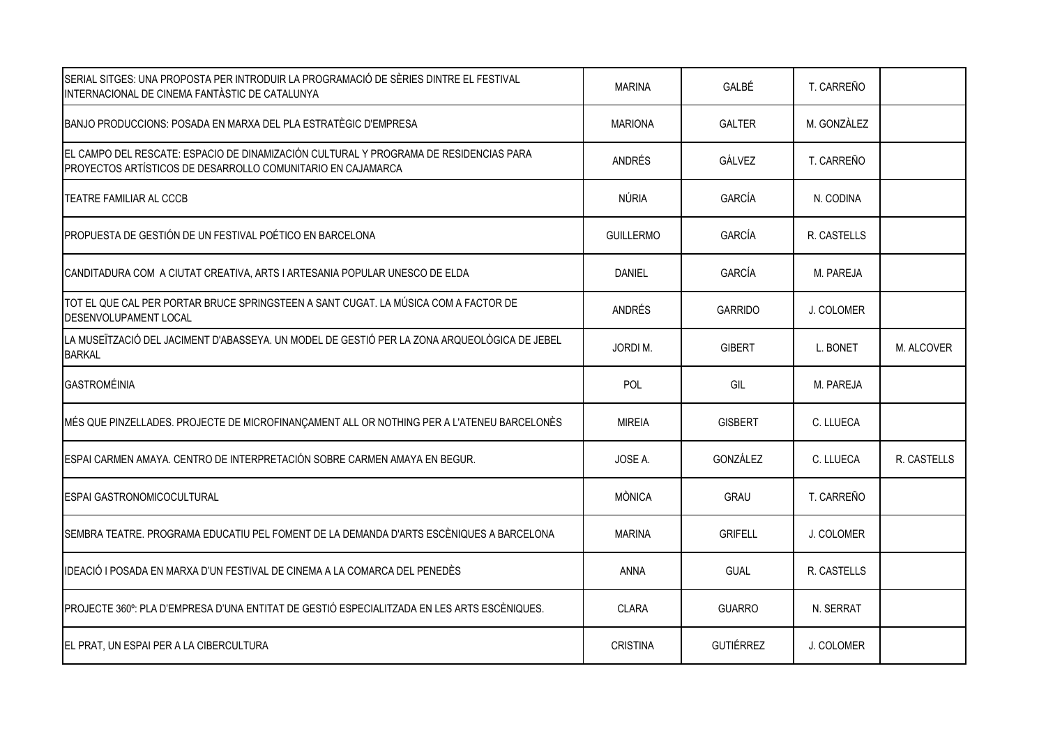| | | | | |
|---|---|---|---|---|
| SERIAL SITGES: UNA PROPOSTA PER INTRODUIR LA PROGRAMACIÓ DE SÈRIES DINTRE EL FESTIVAL INTERNACIONAL DE CINEMA FANTÀSTIC DE CATALUNYA | MARINA | GALBÉ | T. CARREÑO | |
| BANJO PRODUCCIONS: POSADA EN MARXA DEL PLA ESTRATÈGIC D'EMPRESA | MARIONA | GALTER | M. GONZÀLEZ | |
| EL CAMPO DEL RESCATE: ESPACIO DE DINAMIZACIÓN CULTURAL Y PROGRAMA DE RESIDENCIAS PARA PROYECTOS ARTÍSTICOS DE DESARROLLO COMUNITARIO EN CAJAMARCA | ANDRÉS | GÁLVEZ | T. CARREÑO | |
| TEATRE FAMILIAR AL CCCB | NÚRIA | GARCÍA | N. CODINA | |
| PROPUESTA DE GESTIÓN DE UN FESTIVAL POÉTICO EN BARCELONA | GUILLERMO | GARCÍA | R. CASTELLS | |
| CANDITADURA COM A CIUTAT CREATIVA, ARTS I ARTESANIA POPULAR UNESCO DE ELDA | DANIEL | GARCÍA | M. PAREJA | |
| TOT EL QUE CAL PER PORTAR BRUCE SPRINGSTEEN A SANT CUGAT. LA MÚSICA COM A FACTOR DE DESENVOLUPAMENT LOCAL | ANDRÉS | GARRIDO | J. COLOMER | |
| LA MUSEÏTZACIÓ DEL JACIMENT D'ABASSEYA. UN MODEL DE GESTIÓ PER LA ZONA ARQUEOLÒGICA DE JEBEL BARKAL | JORDI M. | GIBERT | L. BONET | M. ALCOVER |
| GASTROMÉINIA | POL | GIL | M. PAREJA | |
| MÉS QUE PINZELLADES. PROJECTE DE MICROFINANÇAMENT ALL OR NOTHING PER A L'ATENEU BARCELONÈS | MIREIA | GISBERT | C. LLUECA | |
| ESPAI CARMEN AMAYA. CENTRO DE INTERPRETACIÓN SOBRE CARMEN AMAYA EN BEGUR. | JOSE A. | GONZÁLEZ | C. LLUECA | R. CASTELLS |
| ESPAI GASTRONOMICOCULTURAL | MÒNICA | GRAU | T. CARREÑO | |
| SEMBRA TEATRE. PROGRAMA EDUCATIU PEL FOMENT DE LA DEMANDA D'ARTS ESCÈNIQUES A BARCELONA | MARINA | GRIFELL | J. COLOMER | |
| IDEACIÓ I POSADA EN MARXA D'UN FESTIVAL DE CINEMA A LA COMARCA DEL PENEDÈS | ANNA | GUAL | R. CASTELLS | |
| PROJECTE 360º: PLA D'EMPRESA D'UNA ENTITAT DE GESTIÓ ESPECIALITZADA EN LES ARTS ESCÈNIQUES. | CLARA | GUARRO | N. SERRAT | |
| EL PRAT, UN ESPAI PER A LA CIBERCULTURA | CRISTINA | GUTIÉRREZ | J. COLOMER | |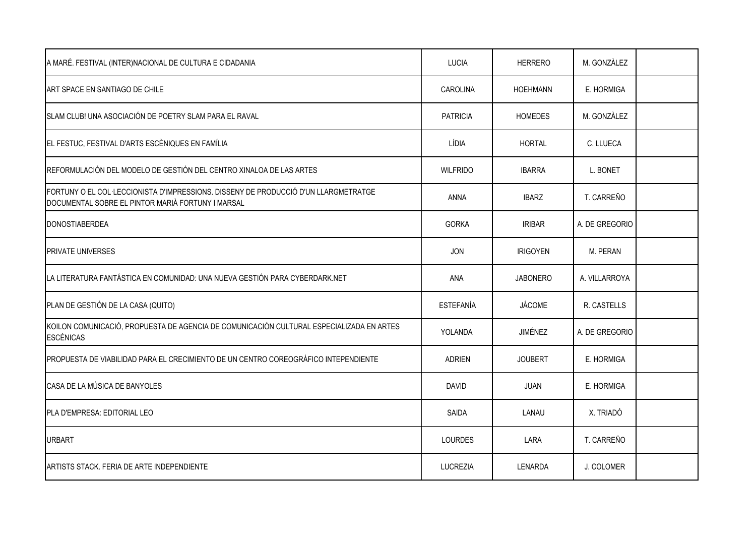| | | | | |
|---|---|---|---|---|
| A MARÉ. FESTIVAL (INTER)NACIONAL DE CULTURA E CIDADANIA | LUCIA | HERRERO | M. GONZÀLEZ | |
| ART SPACE EN SANTIAGO DE CHILE | CAROLINA | HOEHMANN | E. HORMIGA | |
| SLAM CLUB! UNA ASOCIACIÓN DE POETRY SLAM PARA EL RAVAL | PATRICIA | HOMEDES | M. GONZÀLEZ | |
| EL FESTUC, FESTIVAL D'ARTS ESCÈNIQUES EN FAMÍLIA | LÍDIA | HORTAL | C. LLUECA | |
| REFORMULACIÓN DEL MODELO DE GESTIÓN DEL CENTRO XINALOA DE LAS ARTES | WILFRIDO | IBARRA | L. BONET | |
| FORTUNY O EL COL·LECCIONISTA D'IMPRESSIONS. DISSENY DE PRODUCCIÓ D'UN LLARGMETRATGE DOCUMENTAL SOBRE EL PINTOR MARIÀ FORTUNY I MARSAL | ANNA | IBARZ | T. CARREÑO | |
| DONOSTIABERDEA | GORKA | IRIBAR | A. DE GREGORIO | |
| PRIVATE UNIVERSES | JON | IRIGOYEN | M. PERAN | |
| LA LITERATURA FANTÁSTICA EN COMUNIDAD: UNA NUEVA GESTIÓN PARA CYBERDARK.NET | ANA | JABONERO | A. VILLARROYA | |
| PLAN DE GESTIÓN DE LA CASA (QUITO) | ESTEFANÍA | JÁCOME | R. CASTELLS | |
| KOILON COMUNICACIÓ, PROPUESTA DE AGENCIA DE COMUNICACIÓN CULTURAL ESPECIALIZADA EN ARTES ESCÉNICAS | YOLANDA | JIMÉNEZ | A. DE GREGORIO | |
| PROPUESTA DE VIABILIDAD PARA EL CRECIMIENTO DE UN CENTRO COREOGRÁFICO INTEPENDIENTE | ADRIEN | JOUBERT | E. HORMIGA | |
| CASA DE LA MÚSICA DE BANYOLES | DAVID | JUAN | E. HORMIGA | |
| PLA D'EMPRESA: EDITORIAL LEO | SAIDA | LANAU | X. TRIADÓ | |
| URBART | LOURDES | LARA | T. CARREÑO | |
| ARTISTS STACK. FERIA DE ARTE INDEPENDIENTE | LUCREZIA | LENARDA | J. COLOMER | |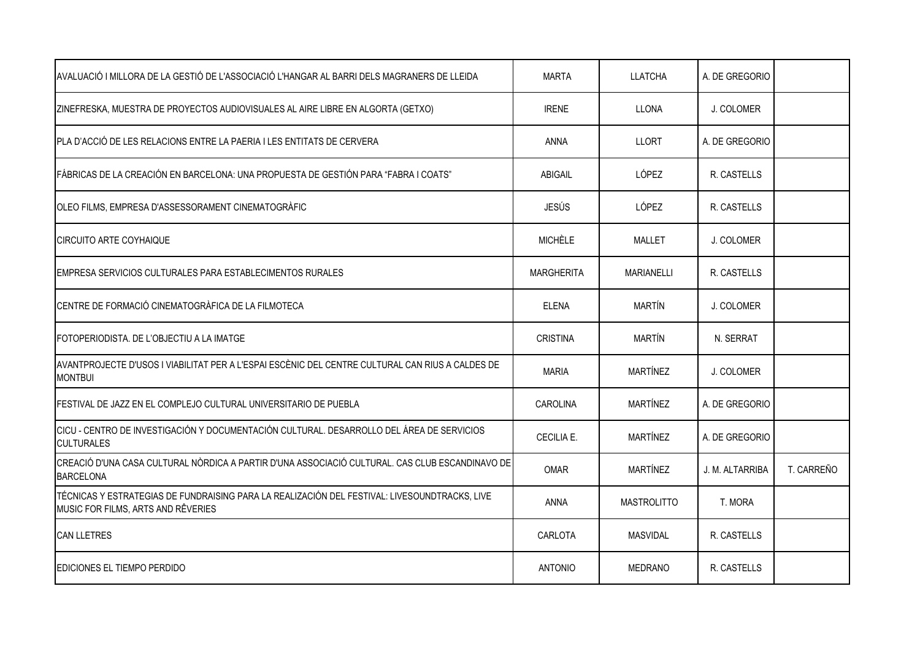| | | | | |
|---|---|---|---|---|
| AVALUACIÓ I MILLORA DE LA GESTIÓ DE L'ASSOCIACIÓ L'HANGAR AL BARRI DELS MAGRANERS DE LLEIDA | MARTA | LLATCHA | A. DE GREGORIO | |
| ZINEFRESKA, MUESTRA DE PROYECTOS AUDIOVISUALES AL AIRE LIBRE EN ALGORTA (GETXO) | IRENE | LLONA | J. COLOMER | |
| PLA D'ACCIÓ DE LES RELACIONS ENTRE LA PAERIA I LES ENTITATS DE CERVERA | ANNA | LLORT | A. DE GREGORIO | |
| FÁBRICAS DE LA CREACIÓN EN BARCELONA: UNA PROPUESTA DE GESTIÓN PARA "FABRA I COATS" | ABIGAIL | LÓPEZ | R. CASTELLS | |
| OLEO FILMS, EMPRESA D'ASSESSORAMENT CINEMATOGRÀFIC | JESÚS | LÓPEZ | R. CASTELLS | |
| CIRCUITO ARTE COYHAIQUE | MICHÈLE | MALLET | J. COLOMER | |
| EMPRESA SERVICIOS CULTURALES PARA ESTABLECIMENTOS RURALES | MARGHERITA | MARIANELLI | R. CASTELLS | |
| CENTRE DE FORMACIÓ CINEMATOGRÀFICA DE LA FILMOTECA | ELENA | MARTÍN | J. COLOMER | |
| FOTOPERIODISTA. DE L'OBJECTIU A LA IMATGE | CRISTINA | MARTÍN | N. SERRAT | |
| AVANTPROJECTE D'USOS I VIABILITAT PER A L'ESPAI ESCÈNIC DEL CENTRE CULTURAL CAN RIUS A CALDES DE MONTBUI | MARIA | MARTÍNEZ | J. COLOMER | |
| FESTIVAL DE JAZZ EN EL COMPLEJO CULTURAL UNIVERSITARIO DE PUEBLA | CAROLINA | MARTÍNEZ | A. DE GREGORIO | |
| CICU - CENTRO DE INVESTIGACIÓN Y DOCUMENTACIÓN CULTURAL. DESARROLLO DEL ÁREA DE SERVICIOS CULTURALES | CECILIA E. | MARTÍNEZ | A. DE GREGORIO | |
| CREACIÓ D'UNA CASA CULTURAL NÒRDICA A PARTIR D'UNA ASSOCIACIÓ CULTURAL. CAS CLUB ESCANDINAVO DE BARCELONA | OMAR | MARTÍNEZ | J. M. ALTARRIBA | T. CARREÑO |
| TÉCNICAS Y ESTRATEGIAS DE FUNDRAISING PARA LA REALIZACIÓN DEL FESTIVAL: LIVESOUNDTRACKS, LIVE MUSIC FOR FILMS, ARTS AND RÊVERIES | ANNA | MASTROLITTO | T. MORA | |
| CAN LLETRES | CARLOTA | MASVIDAL | R. CASTELLS | |
| EDICIONES EL TIEMPO PERDIDO | ANTONIO | MEDRANO | R. CASTELLS | |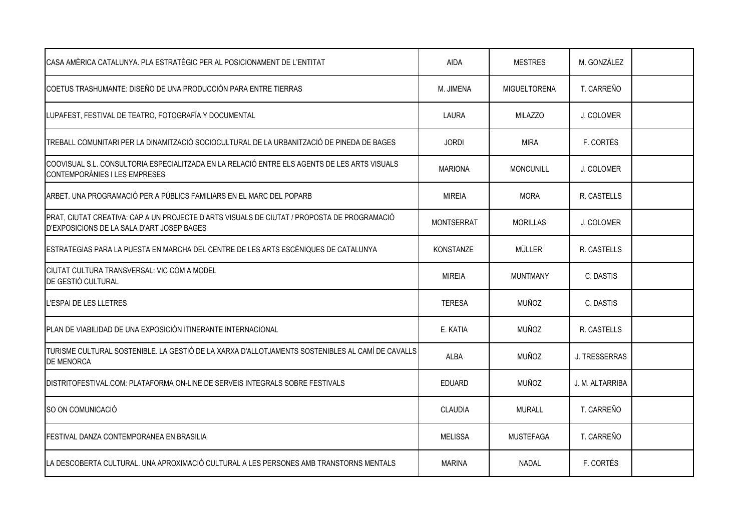| | | | | |
|---|---|---|---|---|
| CASA AMÈRICA CATALUNYA. PLA ESTRATÈGIC PER AL POSICIONAMENT DE L'ENTITAT | AIDA | MESTRES | M. GONZÀLEZ | |
| COETUS TRASHUMANTE: DISEÑO DE UNA PRODUCCIÓN PARA ENTRE TIERRAS | M. JIMENA | MIGUELTORENA | T. CARREÑO | |
| LUPAFEST, FESTIVAL DE TEATRO, FOTOGRAFÍA Y DOCUMENTAL | LAURA | MILAZZO | J. COLOMER | |
| TREBALL COMUNITARI PER LA DINAMITZACIÓ SOCIOCULTURAL DE LA URBANITZACIÓ DE PINEDA DE BAGES | JORDI | MIRA | F. CORTÉS | |
| COOVISUAL S.L. CONSULTORIA ESPECIALITZADA EN LA RELACIÓ ENTRE ELS AGENTS DE LES ARTS VISUALS CONTEMPORÀNIES I LES EMPRESES | MARIONA | MONCUNILL | J. COLOMER | |
| ARBET. UNA PROGRAMACIÓ PER A PÚBLICS FAMILIARS EN EL MARC DEL POPARB | MIREIA | MORA | R. CASTELLS | |
| PRAT, CIUTAT CREATIVA: CAP A UN PROJECTE D'ARTS VISUALS DE CIUTAT / PROPOSTA DE PROGRAMACIÓ D'EXPOSICIONS DE LA SALA D'ART JOSEP BAGES | MONTSERRAT | MORILLAS | J. COLOMER | |
| ESTRATEGIAS PARA LA PUESTA EN MARCHA DEL CENTRE DE LES ARTS ESCÈNIQUES DE CATALUNYA | KONSTANZE | MÜLLER | R. CASTELLS | |
| CIUTAT CULTURA TRANSVERSAL: VIC COM A MODEL DE GESTIÓ CULTURAL | MIREIA | MUNTMANY | C. DASTIS | |
| L'ESPAI DE LES LLETRES | TERESA | MUÑOZ | C. DASTIS | |
| PLAN DE VIABILIDAD DE UNA EXPOSICIÓN ITINERANTE INTERNACIONAL | E. KATIA | MUÑOZ | R. CASTELLS | |
| TURISME CULTURAL SOSTENIBLE. LA GESTIÓ DE LA XARXA D'ALLOTJAMENTS SOSTENIBLES AL CAMÍ DE CAVALLS DE MENORCA | ALBA | MUÑOZ | J. TRESSERRAS | |
| DISTRITOFESTIVAL.COM: PLATAFORMA ON-LINE DE SERVEIS INTEGRALS SOBRE FESTIVALS | EDUARD | MUÑOZ | J. M. ALTARRIBA | |
| SO ON COMUNICACIÓ | CLAUDIA | MURALL | T. CARREÑO | |
| FESTIVAL DANZA CONTEMPORANEA EN BRASILIA | MELISSA | MUSTEFAGA | T. CARREÑO | |
| LA DESCOBERTA CULTURAL. UNA APROXIMACIÓ CULTURAL A LES PERSONES AMB TRANSTORNS MENTALS | MARINA | NADAL | F. CORTÉS | |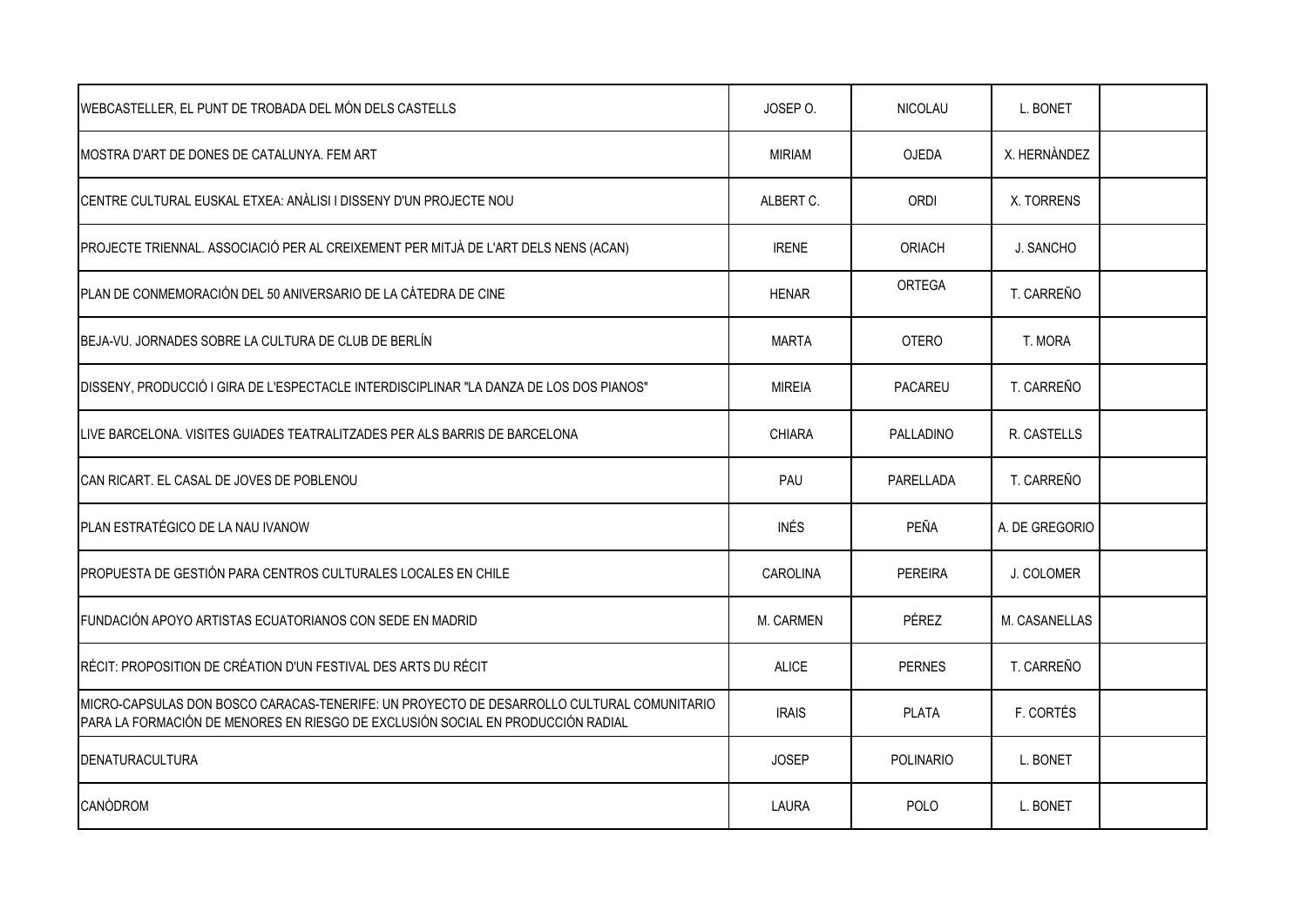| | | | | |
|---|---|---|---|---|
| WEBCASTELLER, EL PUNT DE TROBADA DEL MÓN DELS CASTELLS | JOSEP O. | NICOLAU | L. BONET | |
| MOSTRA D'ART DE DONES DE CATALUNYA. FEM ART | MIRIAM | OJEDA | X. HERNÀNDEZ | |
| CENTRE CULTURAL EUSKAL ETXEA: ANÀLISI I DISSENY D'UN PROJECTE NOU | ALBERT C. | ORDI | X. TORRENS | |
| PROJECTE TRIENNAL. ASSOCIACIÓ PER AL CREIXEMENT PER MITJÀ DE L'ART DELS NENS (ACAN) | IRENE | ORIACH | J. SANCHO | |
| PLAN DE CONMEMORACIÓN DEL 50 ANIVERSARIO DE LA CÁTEDRA DE CINE | HENAR | ORTEGA | T. CARREÑO | |
| BEJA-VU. JORNADES SOBRE LA CULTURA DE CLUB DE BERLÍN | MARTA | OTERO | T. MORA | |
| DISSENY, PRODUCCIÓ I GIRA DE L'ESPECTACLE INTERDISCIPLINAR "LA DANZA DE LOS DOS PIANOS" | MIREIA | PACAREU | T. CARREÑO | |
| LIVE BARCELONA. VISITES GUIADES TEATRALITZADES PER ALS BARRIS DE BARCELONA | CHIARA | PALLADINO | R. CASTELLS | |
| CAN RICART. EL CASAL DE JOVES DE POBLENOU | PAU | PARELLADA | T. CARREÑO | |
| PLAN ESTRATÉGICO DE LA NAU IVANOW | INÉS | PEÑA | A. DE GREGORIO | |
| PROPUESTA DE GESTIÓN PARA CENTROS CULTURALES LOCALES EN CHILE | CAROLINA | PEREIRA | J. COLOMER | |
| FUNDACIÓN APOYO ARTISTAS ECUATORIANOS CON SEDE EN MADRID | M. CARMEN | PÉREZ | M. CASANELLAS | |
| RÉCIT: PROPOSITION DE CRÉATION D'UN FESTIVAL DES ARTS DU RÉCIT | ALICE | PERNES | T. CARREÑO | |
| MICRO-CAPSULAS DON BOSCO CARACAS-TENERIFE: UN PROYECTO DE DESARROLLO CULTURAL COMUNITARIO PARA LA FORMACIÓN DE MENORES EN RIESGO DE EXCLUSIÓN SOCIAL EN PRODUCCIÓN RADIAL | IRAIS | PLATA | F. CORTÉS | |
| DENATURACULTURA | JOSEP | POLINARIO | L. BONET | |
| CANÒDROM | LAURA | POLO | L. BONET | |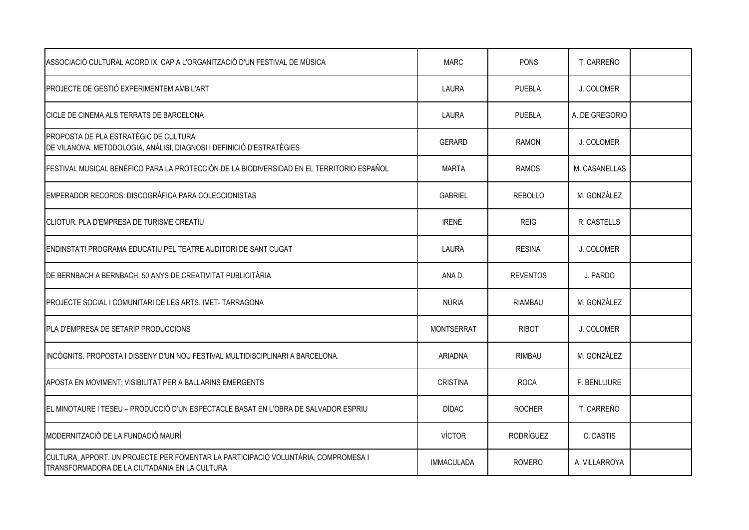| | | | | |
|---|---|---|---|---|
| ASSOCIACIÓ CULTURAL ACORD IX. CAP A L'ORGANITZACIÓ D'UN FESTIVAL DE MÚSICA | MARC | PONS | T. CARREÑO | |
| PROJECTE DE GESTIÓ EXPERIMENTEM AMB L'ART | LAURA | PUEBLA | J. COLOMER | |
| CICLE DE CINEMA ALS TERRATS DE BARCELONA | LAURA | PUEBLA | A. DE GREGORIO | |
| PROPOSTA DE PLA ESTRATÈGIC DE CULTURA DE VILANOVA. METODOLOGIA, ANÀLISI, DIAGNOSI I DEFINICIÓ D'ESTRATÈGIES | GERARD | RAMON | J. COLOMER | |
| FESTIVAL MUSICAL BENÉFICO PARA LA PROTECCIÓN DE LA BIODIVERSIDAD EN EL TERRITORIO ESPAÑOL | MARTA | RAMOS | M. CASANELLAS | |
| EMPERADOR RECORDS: DISCOGRÁFICA PARA COLECCIONISTAS | GABRIEL | REBOLLO | M. GONZÀLEZ | |
| CLIOTUR. PLA D'EMPRESA DE TURISME CREATIU | IRENE | REIG | R. CASTELLS | |
| ENDINSTA'T! PROGRAMA EDUCATIU PEL TEATRE AUDITORI DE SANT CUGAT | LAURA | RESINA | J. COLOMER | |
| DE BERNBACH A BERNBACH. 50 ANYS DE CREATIVITAT PUBLICITÀRIA | ANA D. | REVENTOS | J. PARDO | |
| PROJECTE SOCIAL I COMUNITARI DE LES ARTS. IMET- TARRAGONA | NÚRIA | RIAMBAU | M. GONZÀLEZ | |
| PLA D'EMPRESA DE SETARIP PRODUCCIONS | MONTSERRAT | RIBOT | J. COLOMER | |
| INCÒGNITS. PROPOSTA I DISSENY D'UN NOU FESTIVAL MULTIDISCIPLINARI A BARCELONA. | ARIADNA | RIMBAU | M. GONZÀLEZ | |
| APOSTA EN MOVIMENT: VISIBILITAT PER A BALLARINS EMERGENTS | CRISTINA | ROCA | F. BENLLIURE | |
| EL MINOTAURE I TESEU – PRODUCCIÓ D'UN ESPECTACLE BASAT EN L'OBRA DE SALVADOR ESPRIU | DÍDAC | ROCHER | T. CARREÑO | |
| MODERNITZACIÓ DE LA FUNDACIÓ MAURÍ | VÍCTOR | RODRÍGUEZ | C. DASTIS | |
| CULTURA_APPORT. UN PROJECTE PER FOMENTAR LA PARTICIPACIÓ VOLUNTÀRIA, COMPROMESA I TRANSFORMADORA DE LA CIUTADANIA EN LA CULTURA | IMMACULADA | ROMERO | A. VILLARROYA | |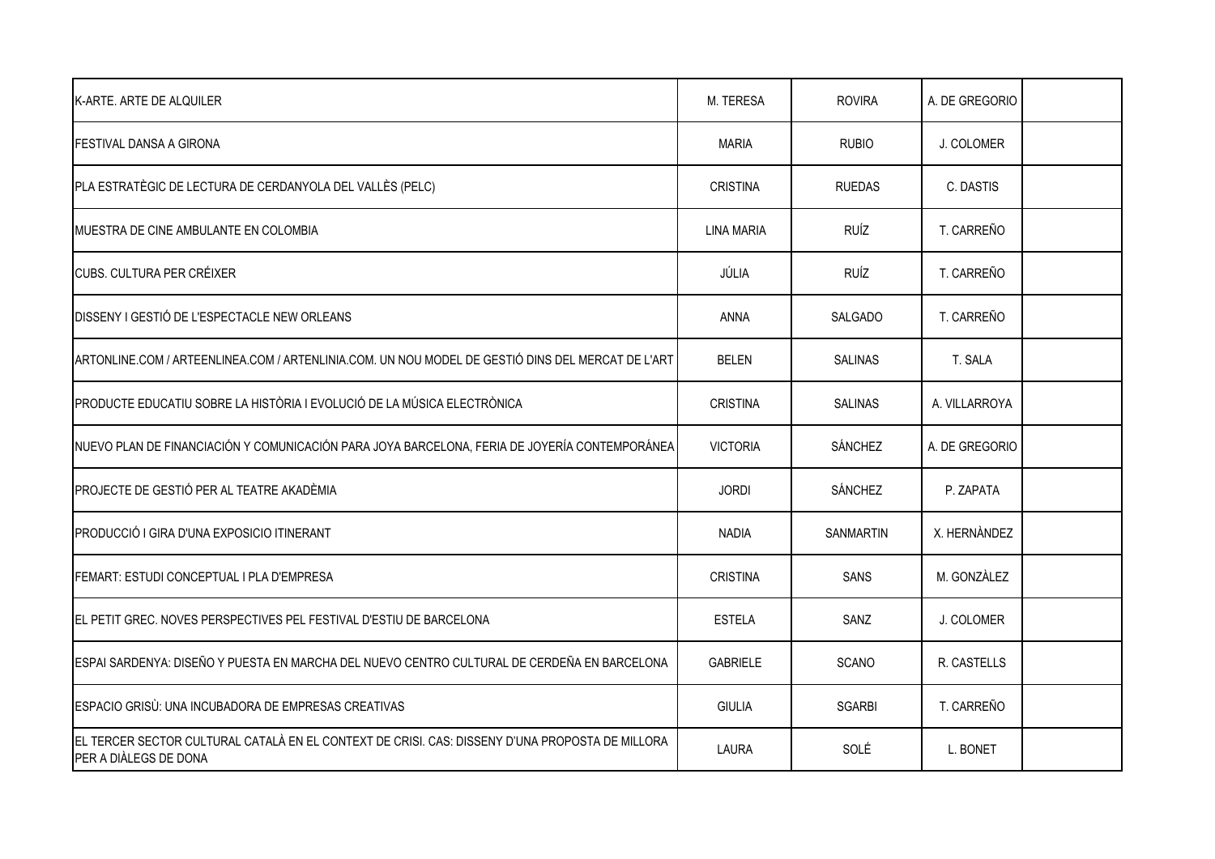| | | | | |
|---|---|---|---|---|
| K-ARTE. ARTE DE ALQUILER | M. TERESA | ROVIRA | A. DE GREGORIO | |
| FESTIVAL DANSA A GIRONA | MARIA | RUBIO | J. COLOMER | |
| PLA ESTRATÈGIC DE LECTURA DE CERDANYOLA DEL VALLÈS (PELC) | CRISTINA | RUEDAS | C. DASTIS | |
| MUESTRA DE CINE AMBULANTE EN COLOMBIA | LINA MARIA | RUÍZ | T. CARREÑO | |
| CUBS. CULTURA PER CRÉIXER | JÚLIA | RUÍZ | T. CARREÑO | |
| DISSENY I GESTIÓ DE L'ESPECTACLE NEW ORLEANS | ANNA | SALGADO | T. CARREÑO | |
| ARTONLINE.COM / ARTEENLINEA.COM / ARTENLINIA.COM. UN NOU MODEL DE GESTIÓ DINS DEL MERCAT DE L'ART | BELEN | SALINAS | T. SALA | |
| PRODUCTE EDUCATIU SOBRE LA HISTÒRIA I EVOLUCIÓ DE LA MÚSICA ELECTRÒNICA | CRISTINA | SALINAS | A. VILLARROYA | |
| NUEVO PLAN DE FINANCIACIÓN Y COMUNICACIÓN PARA JOYA BARCELONA, FERIA DE JOYERÍA CONTEMPORÁNEA | VICTORIA | SÁNCHEZ | A. DE GREGORIO | |
| PROJECTE DE GESTIÓ PER AL TEATRE AKADÈMIA | JORDI | SÁNCHEZ | P. ZAPATA | |
| PRODUCCIÓ I GIRA D'UNA EXPOSICIO ITINERANT | NADIA | SANMARTIN | X. HERNÀNDEZ | |
| FEMART: ESTUDI CONCEPTUAL I PLA D'EMPRESA | CRISTINA | SANS | M. GONZÀLEZ | |
| EL PETIT GREC. NOVES PERSPECTIVES PEL FESTIVAL D'ESTIU DE BARCELONA | ESTELA | SANZ | J. COLOMER | |
| ESPAI SARDENYA: DISEÑO Y PUESTA EN MARCHA DEL NUEVO CENTRO CULTURAL DE CERDEÑA EN BARCELONA | GABRIELE | SCANO | R. CASTELLS | |
| ESPACIO GRISÙ: UNA INCUBADORA DE EMPRESAS CREATIVAS | GIULIA | SGARBI | T. CARREÑO | |
| EL TERCER SECTOR CULTURAL CATALÀ EN EL CONTEXT DE CRISI. CAS: DISSENY D'UNA PROPOSTA DE MILLORA PER A DIÀLEGS DE DONA | LAURA | SOLÉ | L. BONET | |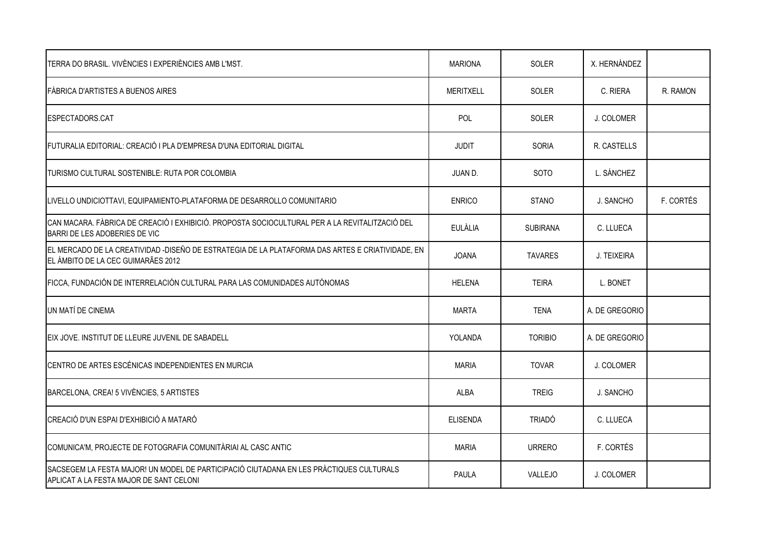| | | | | |
|---|---|---|---|---|
| TERRA DO BRASIL. VIVÈNCIES I EXPERIÈNCIES AMB L'MST. | MARIONA | SOLER | X. HERNÀNDEZ | |
| FÀBRICA D'ARTISTES A BUENOS AIRES | MERITXELL | SOLER | C. RIERA | R. RAMON |
| ESPECTADORS.CAT | POL | SOLER | J. COLOMER | |
| FUTURALIA EDITORIAL: CREACIÓ I PLA D'EMPRESA D'UNA EDITORIAL DIGITAL | JUDIT | SORIA | R. CASTELLS | |
| TURISMO CULTURAL SOSTENIBLE: RUTA POR COLOMBIA | JUAN D. | SOTO | L. SÁNCHEZ | |
| LIVELLO UNDICIOTTAVI, EQUIPAMIENTO-PLATAFORMA DE DESARROLLO COMUNITARIO | ENRICO | STANO | J. SANCHO | F. CORTÉS |
| CAN MACARA. FÀBRICA DE CREACIÓ I EXHIBICIÓ. PROPOSTA SOCIOCULTURAL PER A LA REVITALITZACIÓ DEL BARRI DE LES ADOBERIES DE VIC | EULÀLIA | SUBIRANA | C. LLUECA | |
| EL MERCADO DE LA CREATIVIDAD -DISEÑO DE ESTRATEGIA DE LA PLATAFORMA DAS ARTES E CRIATIVIDADE, EN EL ÁMBITO DE LA CEC GUIMARÃES 2012 | JOANA | TAVARES | J. TEIXEIRA | |
| FICCA, FUNDACIÓN DE INTERRELACIÓN CULTURAL PARA LAS COMUNIDADES AUTÓNOMAS | HELENA | TEIRA | L. BONET | |
| UN MATÍ DE CINEMA | MARTA | TENA | A. DE GREGORIO | |
| EIX JOVE. INSTITUT DE LLEURE JUVENIL DE SABADELL | YOLANDA | TORIBIO | A. DE GREGORIO | |
| CENTRO DE ARTES ESCÉNICAS INDEPENDIENTES EN MURCIA | MARIA | TOVAR | J. COLOMER | |
| BARCELONA, CREA! 5 VIVÈNCIES, 5 ARTISTES | ALBA | TREIG | J. SANCHO | |
| CREACIÓ D'UN ESPAI D'EXHIBICIÓ A MATARÓ | ELISENDA | TRIADÓ | C. LLUECA | |
| COMUNICA'M, PROJECTE DE FOTOGRAFIA COMUNITÀRIAI AL CASC ANTIC | MARIA | URRERO | F. CORTÉS | |
| SACSEGEM LA FESTA MAJOR! UN MODEL DE PARTICIPACIÓ CIUTADANA EN LES PRÀCTIQUES CULTURALS APLICAT A LA FESTA MAJOR DE SANT CELONI | PAULA | VALLEJO | J. COLOMER | |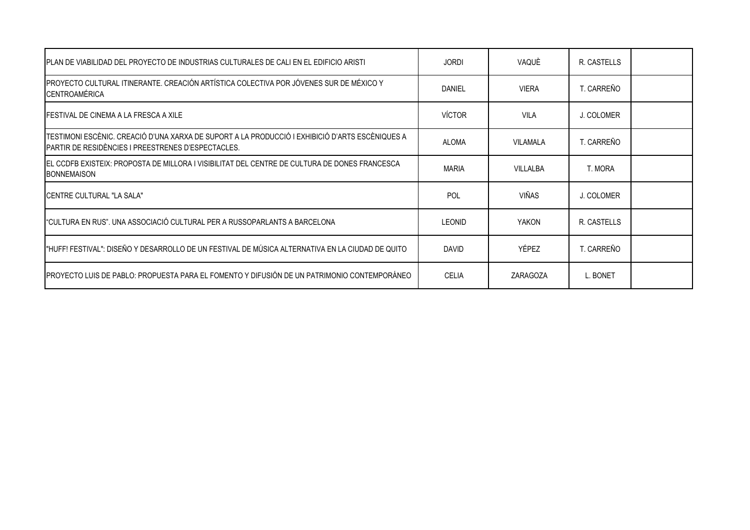| | | | | |
|---|---|---|---|---|
| PLAN DE VIABILIDAD DEL PROYECTO DE INDUSTRIAS CULTURALES DE CALI EN EL EDIFICIO ARISTI | JORDI | VAQUÈ | R. CASTELLS | |
| PROYECTO CULTURAL ITINERANTE. CREACIÓN ARTÍSTICA COLECTIVA POR JÓVENES SUR DE MÉXICO Y CENTROAMÉRICA | DANIEL | VIERA | T. CARREÑO | |
| FESTIVAL DE CINEMA A LA FRESCA A XILE | VÍCTOR | VILA | J. COLOMER | |
| TESTIMONI ESCÈNIC. CREACIÓ D'UNA XARXA DE SUPORT A LA PRODUCCIÓ I EXHIBICIÓ D'ARTS ESCÈNIQUES A PARTIR DE RESIDÈNCIES I PREESTRENES D'ESPECTACLES. | ALOMA | VILAMALA | T. CARREÑO | |
| EL CCDFB EXISTEIX: PROPOSTA DE MILLORA I VISIBILITAT DEL CENTRE DE CULTURA DE DONES FRANCESCA BONNEMAISON | MARIA | VILLALBA | T. MORA | |
| CENTRE CULTURAL "LA SALA" | POL | VIÑAS | J. COLOMER | |
| "CULTURA EN RUS". UNA ASSOCIACIÓ CULTURAL PER A RUSSOPARLANTS A BARCELONA | LEONID | YAKON | R. CASTELLS | |
| "HUFF! FESTIVAL": DISEÑO Y DESARROLLO DE UN FESTIVAL DE MÚSICA ALTERNATIVA EN LA CIUDAD DE QUITO | DAVID | YÉPEZ | T. CARREÑO | |
| PROYECTO LUIS DE PABLO: PROPUESTA PARA EL FOMENTO Y DIFUSIÓN DE UN PATRIMONIO CONTEMPORÁNEO | CELIA | ZARAGOZA | L. BONET | |